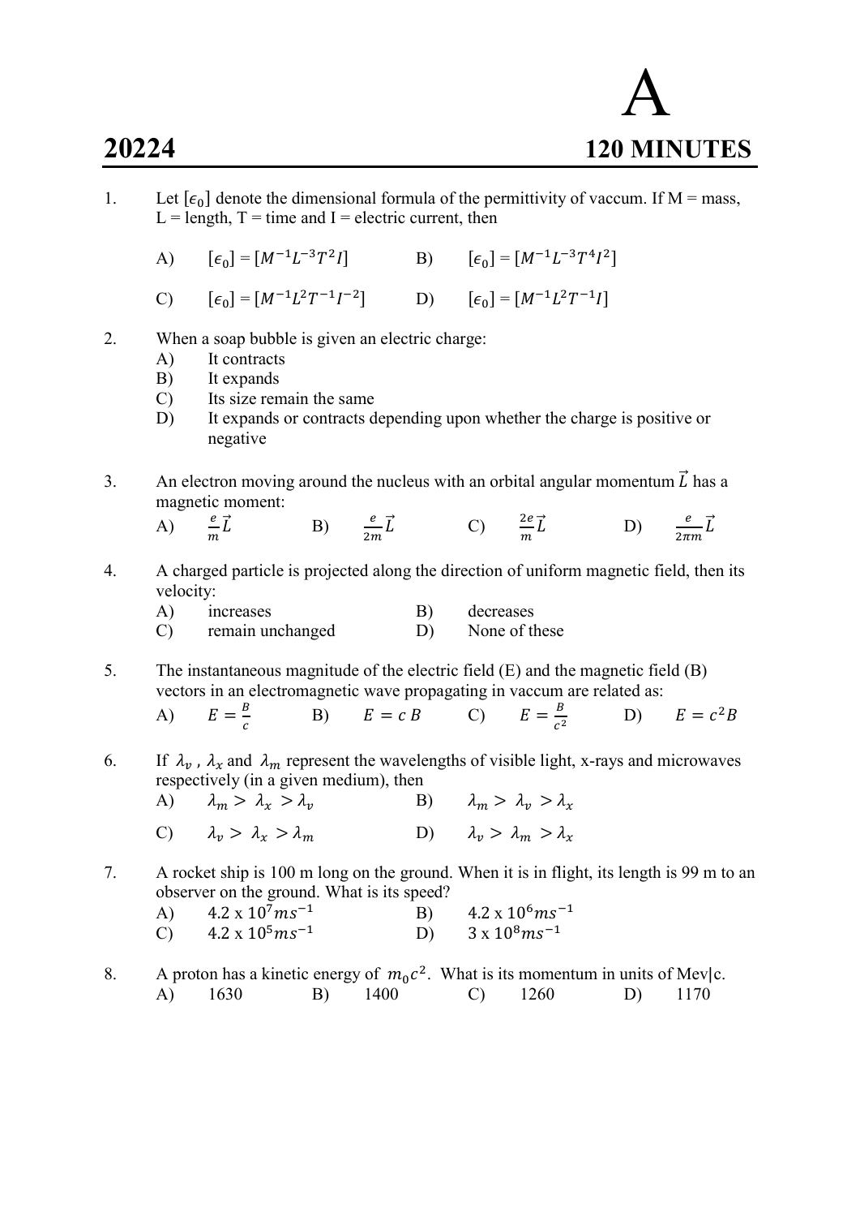# A

## 20224 — 120 MINUTES

1. Let $[\epsilon_0]$ denote the dimensional formula of the permittivity of vaccum. If M = mass, L = length, T = time and I = electric current, then

   A) $[\epsilon_0] = [M^{-1}L^{-3}T^{2}I]$  B) $[\epsilon_0] = [M^{-1}L^{-3}T^{4}I^{2}]$

   C) $[\epsilon_0] = [M^{-1}L^{2}T^{-1}I^{-2}]$  D) $[\epsilon_0] = [M^{-1}L^{2}T^{-1}I]$

2. When a soap bubble is given an electric charge:
   A) It contracts
   B) It expands
   C) Its size remain the same
   D) It expands or contracts depending upon whether the charge is positive or negative

3. An electron moving around the nucleus with an orbital angular momentum $\vec{L}$ has a magnetic moment:

   A) $\frac{e}{m}\vec{L}$  B) $\frac{e}{2m}\vec{L}$  C) $\frac{2e}{m}\vec{L}$  D) $\frac{e}{2\pi m}\vec{L}$

4. A charged particle is projected along the direction of uniform magnetic field, then its velocity:
   A) increases  B) decreases
   C) remain unchanged  D) None of these

5. The instantaneous magnitude of the electric field (E) and the magnetic field (B) vectors in an electromagnetic wave propagating in vaccum are related as:

   A) $E = \frac{B}{c}$  B) $E = c\,B$  C) $E = \frac{B}{c^2}$  D) $E = c^2 B$

6. If $\lambda_v$ , $\lambda_x$ and $\lambda_m$ represent the wavelengths of visible light, x-rays and microwaves respectively (in a given medium), then

   A) $\lambda_m > \lambda_x > \lambda_v$  B) $\lambda_m > \lambda_v > \lambda_x$

   C) $\lambda_v > \lambda_x > \lambda_m$  D) $\lambda_v > \lambda_m > \lambda_x$

7. A rocket ship is 100 m long on the ground. When it is in flight, its length is 99 m to an observer on the ground. What is its speed?

   A) 4.2 x $10^7 ms^{-1}$  B) 4.2 x $10^6 ms^{-1}$
   C) 4.2 x $10^5 ms^{-1}$  D) 3 x $10^8 ms^{-1}$

8. A proton has a kinetic energy of $m_0c^2$. What is its momentum in units of Mev|c.

   A) 1630  B) 1400  C) 1260  D) 1170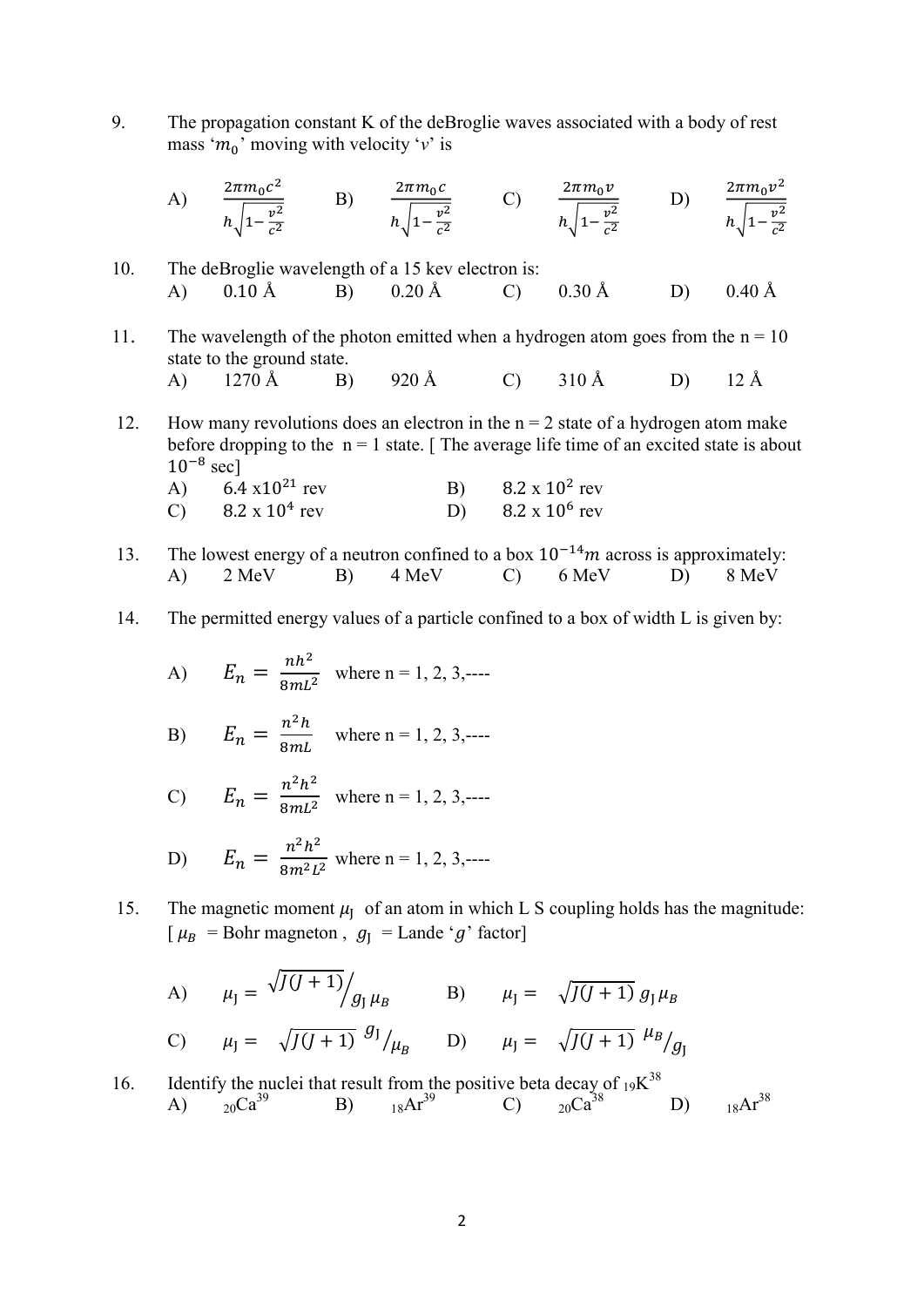9. The propagation constant K of the deBroglie waves associated with a body of rest mass '$m_0$' moving with velocity '$v$' is

   A) $\frac{2\pi m_0 c^2}{h\sqrt{1-\frac{v^2}{c^2}}}$  B) $\frac{2\pi m_0 c}{h\sqrt{1-\frac{v^2}{c^2}}}$  C) $\frac{2\pi m_0 v}{h\sqrt{1-\frac{v^2}{c^2}}}$  D) $\frac{2\pi m_0 v^2}{h\sqrt{1-\frac{v^2}{c^2}}}$

10. The deBroglie wavelength of a 15 kev electron is:

    A) 0.10 Å  B) 0.20 Å  C) 0.30 Å  D) 0.40 Å

11. The wavelength of the photon emitted when a hydrogen atom goes from the n = 10 state to the ground state.

    A) 1270 Å  B) 920 Å  C) 310 Å  D) 12 Å

12. How many revolutions does an electron in the n = 2 state of a hydrogen atom make before dropping to the n = 1 state. [ The average life time of an excited state is about $10^{-8}$ sec]

    A) $6.4 \times 10^{21}$ rev  B) $8.2 \times 10^{2}$ rev
    C) $8.2 \times 10^{4}$ rev  D) $8.2 \times 10^{6}$ rev

13. The lowest energy of a neutron confined to a box $10^{-14} m$ across is approximately:

    A) 2 MeV  B) 4 MeV  C) 6 MeV  D) 8 MeV

14. The permitted energy values of a particle confined to a box of width L is given by:

    A) $E_n = \frac{nh^2}{8mL^2}$ where n = 1, 2, 3,----

    B) $E_n = \frac{n^2 h}{8mL}$ where n = 1, 2, 3,----

    C) $E_n = \frac{n^2 h^2}{8mL^2}$ where n = 1, 2, 3,----

    D) $E_n = \frac{n^2 h^2}{8m^2 L^2}$ where n = 1, 2, 3,----

15. The magnetic moment $\mu_J$ of an atom in which L S coupling holds has the magnitude: [ $\mu_B$ = Bohr magneton , $g_J$ = Lande '$g$' factor]

    A) $\mu_J = \sqrt{J(J+1)} / g_J \mu_B$  B) $\mu_J = \sqrt{J(J+1)}\, g_J \mu_B$

    C) $\mu_J = \sqrt{J(J+1)}\, g_J / \mu_B$  D) $\mu_J = \sqrt{J(J+1)}\, \mu_B / g_J$

16. Identify the nuclei that result from the positive beta decay of ${}_{19}K^{38}$

    A) ${}_{20}Ca^{39}$  B) ${}_{18}Ar^{39}$  C) ${}_{20}Ca^{38}$  D) ${}_{18}Ar^{38}$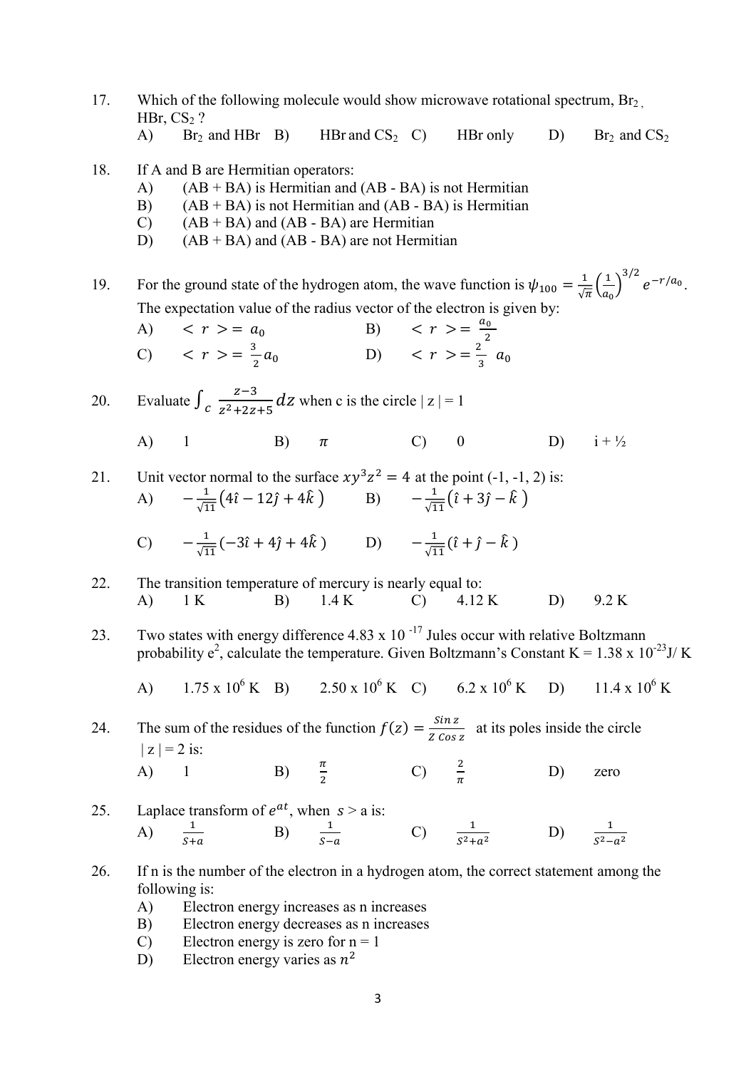17. Which of the following molecule would show microwave rotational spectrum, $Br_2$, HBr, $CS_2$ ?

 A) $Br_2$ and HBr B) HBr and $CS_2$ C) HBr only D) $Br_2$ and $CS_2$

18. If A and B are Hermitian operators:

 A) (AB + BA) is Hermitian and (AB - BA) is not Hermitian
 B) (AB + BA) is not Hermitian and (AB - BA) is Hermitian
 C) (AB + BA) and (AB - BA) are Hermitian
 D) (AB + BA) and (AB - BA) are not Hermitian

19. For the ground state of the hydrogen atom, the wave function is $\psi_{100} = \frac{1}{\sqrt{\pi}}\left(\frac{1}{a_0}\right)^{3/2} e^{-r/a_0}$. The expectation value of the radius vector of the electron is given by:

 A) $< r >= a_0$ B) $< r >= \frac{a_0}{2}$
 C) $< r >= \frac{3}{2} a_0$ D) $< r >= \frac{2}{3}\ a_0$

20. Evaluate $\int_c \frac{z-3}{z^2+2z+5} dz$ when c is the circle | z | = 1

 A) 1 B) $\pi$ C) 0 D) i + ½

21. Unit vector normal to the surface $xy^3z^2 = 4$ at the point (-1, -1, 2) is:

 A) $-\frac{1}{\sqrt{11}}\left(4\hat{\imath} - 12\hat{\jmath} + 4\hat{k}\right)$ B) $-\frac{1}{\sqrt{11}}\left(\hat{\imath} + 3\hat{\jmath} - \hat{k}\right)$

 C) $-\frac{1}{\sqrt{11}}(-3\hat{\imath} + 4\hat{\jmath} + 4\hat{k})$ D) $-\frac{1}{\sqrt{11}}(\hat{\imath} + \hat{\jmath} - \hat{k})$

22. The transition temperature of mercury is nearly equal to:

 A) 1 K B) 1.4 K C) 4.12 K D) 9.2 K

23. Two states with energy difference $4.83 \times 10^{-17}$ Jules occur with relative Boltzmann probability $e^2$, calculate the temperature. Given Boltzmann's Constant K = $1.38 \times 10^{-23}$J/ K

 A) $1.75 \times 10^6$ K B) $2.50 \times 10^6$ K C) $6.2 \times 10^6$ K D) $11.4 \times 10^6$ K

24. The sum of the residues of the function $f(z) = \frac{\sin z}{Z \cos z}$ at its poles inside the circle | z | = 2 is:

 A) 1 B) $\frac{\pi}{2}$ C) $\frac{2}{\pi}$ D) zero

25. Laplace transform of $e^{at}$, when $s > a$ is:

 A) $\frac{1}{S+a}$ B) $\frac{1}{S-a}$ C) $\frac{1}{S^2+a^2}$ D) $\frac{1}{S^2-a^2}$

26. If n is the number of the electron in a hydrogen atom, the correct statement among the following is:

 A) Electron energy increases as n increases
 B) Electron energy decreases as n increases
 C) Electron energy is zero for n = 1
 D) Electron energy varies as $n^2$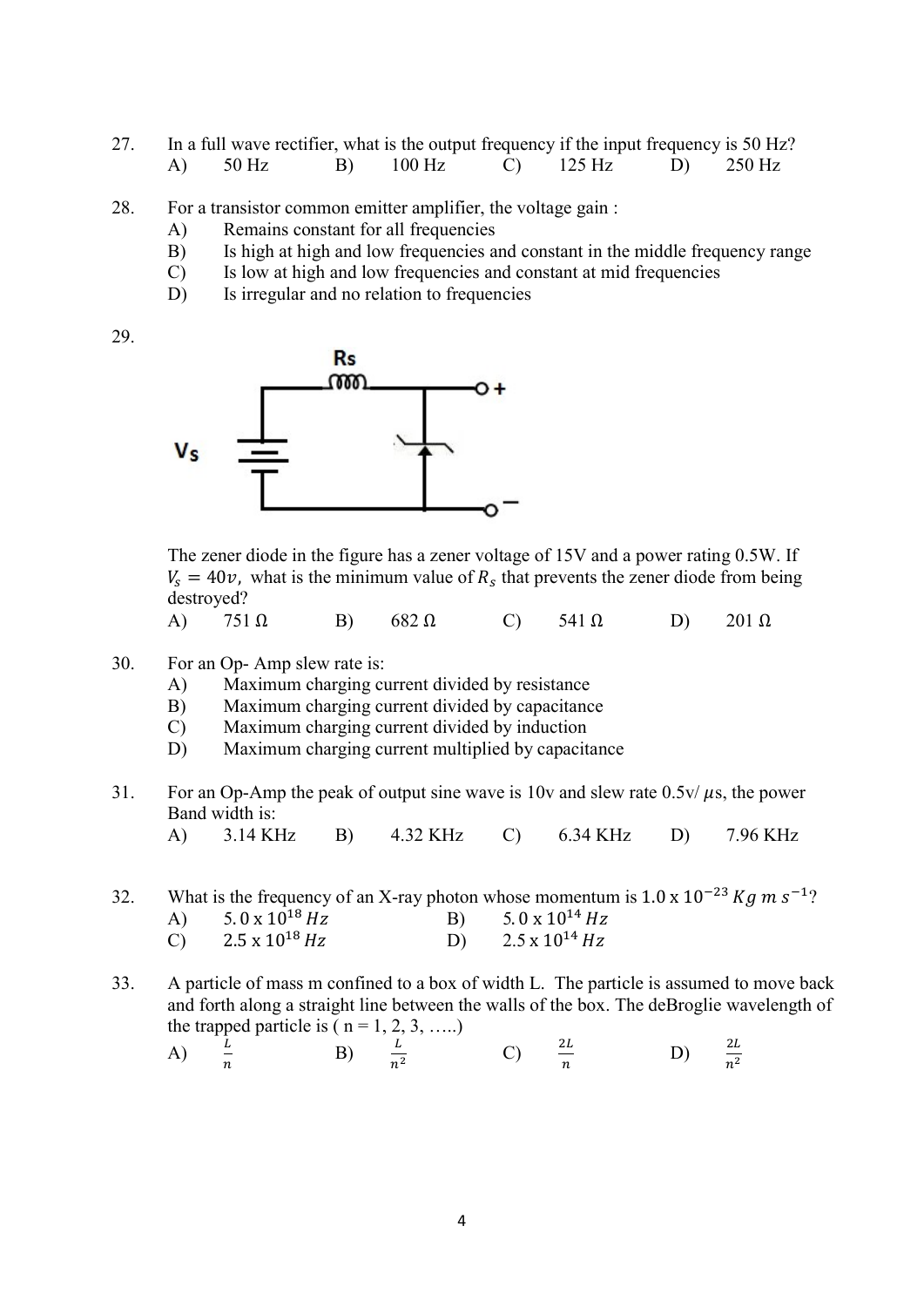27. In a full wave rectifier, what is the output frequency if the input frequency is 50 Hz?

    A) 50 Hz B) 100 Hz C) 125 Hz D) 250 Hz

28. For a transistor common emitter amplifier, the voltage gain :

    A) Remains constant for all frequencies
    B) Is high at high and low frequencies and constant in the middle frequency range
    C) Is low at high and low frequencies and constant at mid frequencies
    D) Is irregular and no relation to frequencies

29. The zener diode in the figure has a zener voltage of 15V and a power rating 0.5W. If $V_s = 40v$, what is the minimum value of $R_s$ that prevents the zener diode from being destroyed?

    A) 751 Ω B) 682 Ω C) 541 Ω D) 201 Ω

30. For an Op- Amp slew rate is:

    A) Maximum charging current divided by resistance
    B) Maximum charging current divided by capacitance
    C) Maximum charging current divided by induction
    D) Maximum charging current multiplied by capacitance

31. For an Op-Amp the peak of output sine wave is 10v and slew rate 0.5v/ $\mu$s, the power Band width is:

    A) 3.14 KHz B) 4.32 KHz C) 6.34 KHz D) 7.96 KHz

32. What is the frequency of an X-ray photon whose momentum is $1.0 \times 10^{-23}\ Kg\ m\ s^{-1}$?

    A) $5.0 \times 10^{18}\ Hz$ B) $5.0 \times 10^{14}\ Hz$
    C) $2.5 \times 10^{18}\ Hz$ D) $2.5 \times 10^{14}\ Hz$

33. A particle of mass m confined to a box of width L. The particle is assumed to move back and forth along a straight line between the walls of the box. The deBroglie wavelength of the trapped particle is ( n = 1, 2, 3, …..)

    A) $\frac{L}{n}$ B) $\frac{L}{n^2}$ C) $\frac{2L}{n}$ D) $\frac{2L}{n^2}$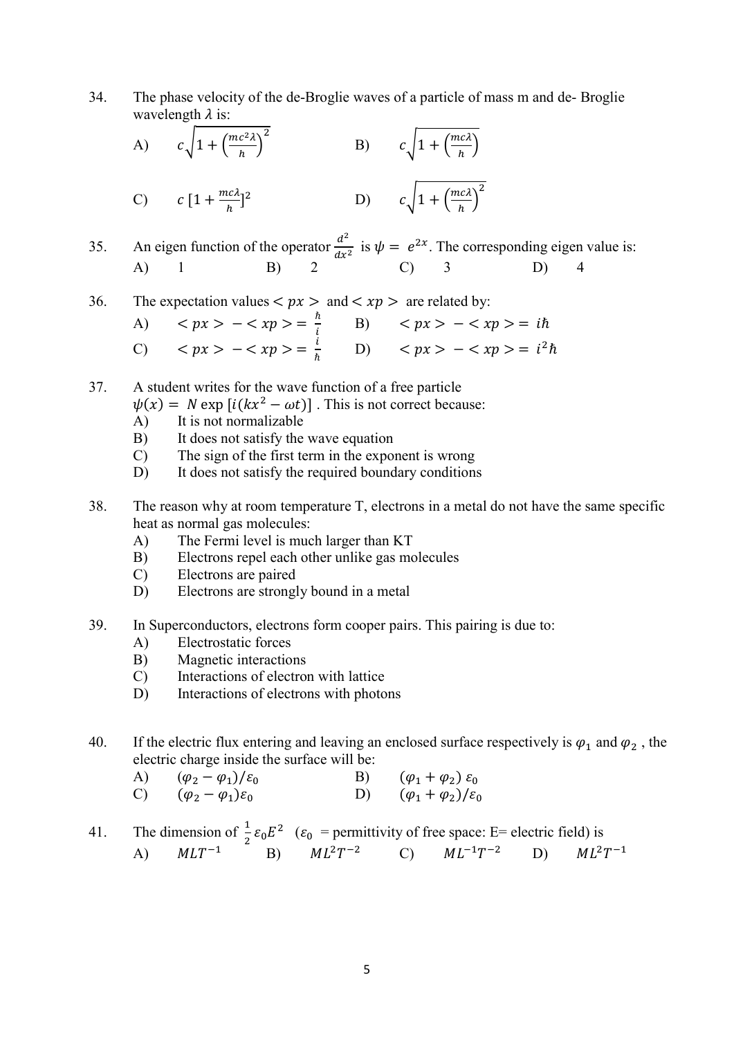34. The phase velocity of the de-Broglie waves of a particle of mass m and de- Broglie wavelength $\lambda$ is:

A) $c\sqrt{1+\left(\frac{mc^2\lambda}{h}\right)^2}$

B) $c\sqrt{1+\left(\frac{mc\lambda}{h}\right)}$

C) $c\,[1+\frac{mc\lambda}{h}]^2$

D) $c\sqrt{1+\left(\frac{mc\lambda}{h}\right)^2}$

35. An eigen function of the operator $\frac{d^2}{dx^2}$ is $\psi = e^{2x}$. The corresponding eigen value is:

A) 1
B) 2
C) 3
D) 4

36. The expectation values $< px >$ and $< xp >$ are related by:

A) $< px > - < xp > = \frac{\hbar}{i}$

B) $< px > - < xp > = i\hbar$

C) $< px > - < xp > = \frac{i}{\hbar}$

D) $< px > - < xp > = i^2\hbar$

37. A student writes for the wave function of a free particle $\psi(x) = N \exp\left[i(kx^2 - \omega t)\right]$. This is not correct because:

A) It is not normalizable
B) It does not satisfy the wave equation
C) The sign of the first term in the exponent is wrong
D) It does not satisfy the required boundary conditions

38. The reason why at room temperature T, electrons in a metal do not have the same specific heat as normal gas molecules:

A) The Fermi level is much larger than KT
B) Electrons repel each other unlike gas molecules
C) Electrons are paired
D) Electrons are strongly bound in a metal

39. In Superconductors, electrons form cooper pairs. This pairing is due to:

A) Electrostatic forces
B) Magnetic interactions
C) Interactions of electron with lattice
D) Interactions of electrons with photons

40. If the electric flux entering and leaving an enclosed surface respectively is $\varphi_1$ and $\varphi_2$, the electric charge inside the surface will be:

A) $(\varphi_2 - \varphi_1)/\varepsilon_0$

B) $(\varphi_1 + \varphi_2)\,\varepsilon_0$

C) $(\varphi_2 - \varphi_1)\varepsilon_0$

D) $(\varphi_1 + \varphi_2)/\varepsilon_0$

41. The dimension of $\frac{1}{2}\varepsilon_0 E^2$ ($\varepsilon_0$ = permittivity of free space: E= electric field) is

A) $MLT^{-1}$
B) $ML^2T^{-2}$
C) $ML^{-1}T^{-2}$
D) $ML^2T^{-1}$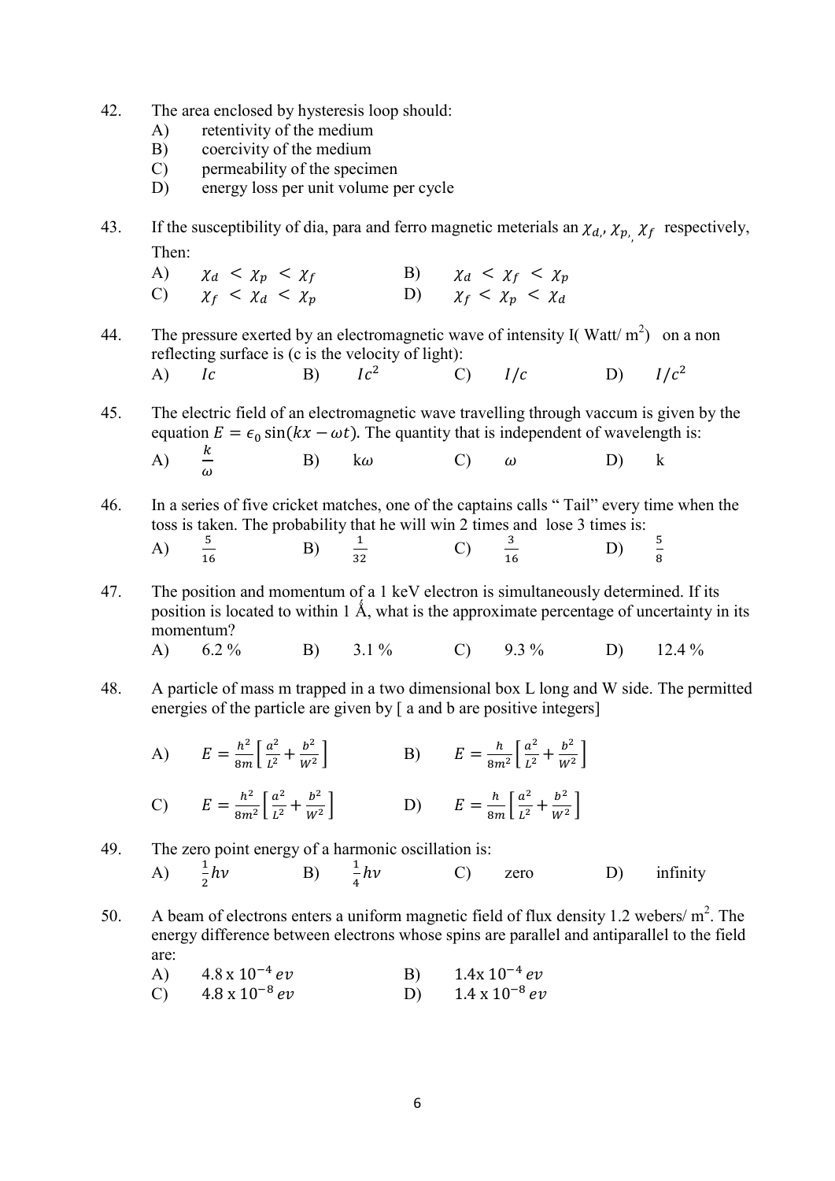42. The area enclosed by hysteresis loop should:
   A) retentivity of the medium
   B) coercivity of the medium
   C) permeability of the specimen
   D) energy loss per unit volume per cycle

43. If the susceptibility of dia, para and ferro magnetic meterials an $\chi_d$, $\chi_p$, $\chi_f$ respectively, Then:
   A) $\chi_d < \chi_p < \chi_f$  B) $\chi_d < \chi_f < \chi_p$
   C) $\chi_f < \chi_d < \chi_p$  D) $\chi_f < \chi_p < \chi_d$

44. The pressure exerted by an electromagnetic wave of intensity I( Watt/ $m^2$) on a non reflecting surface is (c is the velocity of light):
   A) $Ic$  B) $Ic^2$  C) $I/c$  D) $I/c^2$

45. The electric field of an electromagnetic wave travelling through vaccum is given by the equation $E = \epsilon_0 \sin(kx - \omega t)$. The quantity that is independent of wavelength is:
   A) $\frac{k}{\omega}$  B) $k\omega$  C) $\omega$  D) k

46. In a series of five cricket matches, one of the captains calls " Tail" every time when the toss is taken. The probability that he will win 2 times and lose 3 times is:
   A) $\frac{5}{16}$  B) $\frac{1}{32}$  C) $\frac{3}{16}$  D) $\frac{5}{8}$

47. The position and momentum of a 1 keV electron is simultaneously determined. If its position is located to within 1 Å, what is the approximate percentage of uncertainty in its momentum?
   A) 6.2 %  B) 3.1 %  C) 9.3 %  D) 12.4 %

48. A particle of mass m trapped in a two dimensional box L long and W side. The permitted energies of the particle are given by [ a and b are positive integers]

   A) $E = \frac{h^2}{8m}\left[\frac{a^2}{L^2} + \frac{b^2}{W^2}\right]$  B) $E = \frac{h}{8m^2}\left[\frac{a^2}{L^2} + \frac{b^2}{W^2}\right]$

   C) $E = \frac{h^2}{8m^2}\left[\frac{a^2}{L^2} + \frac{b^2}{W^2}\right]$  D) $E = \frac{h}{8m}\left[\frac{a^2}{L^2} + \frac{b^2}{W^2}\right]$

49. The zero point energy of a harmonic oscillation is:
   A) $\frac{1}{2}h\nu$  B) $\frac{1}{4}h\nu$  C) zero  D) infinity

50. A beam of electrons enters a uniform magnetic field of flux density 1.2 webers/ $m^2$. The energy difference between electrons whose spins are parallel and antiparallel to the field are:
   A) $4.8 \times 10^{-4}\, ev$  B) $1.4 \times 10^{-4}\, ev$
   C) $4.8 \times 10^{-8}\, ev$  D) $1.4 \times 10^{-8}\, ev$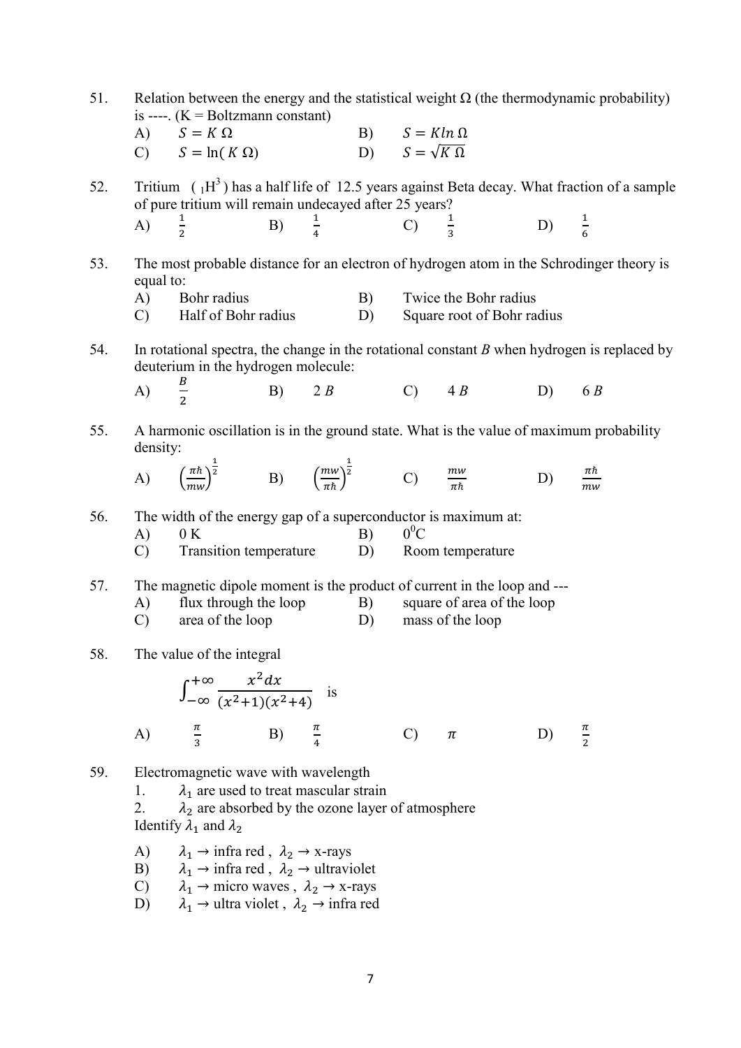51. Relation between the energy and the statistical weight Ω (the thermodynamic probability) is ----. (K = Boltzmann constant)

 A) $S = K\,\Omega$ B) $S = K \ln \Omega$

 C) $S = \ln(K\,\Omega)$ D) $S = \sqrt{K\,\Omega}$

52. Tritium ( $_1H^3$ ) has a half life of 12.5 years against Beta decay. What fraction of a sample of pure tritium will remain undecayed after 25 years?

 A) $\frac{1}{2}$ B) $\frac{1}{4}$ C) $\frac{1}{3}$ D) $\frac{1}{6}$

53. The most probable distance for an electron of hydrogen atom in the Schrodinger theory is equal to:

 A) Bohr radius B) Twice the Bohr radius

 C) Half of Bohr radius D) Square root of Bohr radius

54. In rotational spectra, the change in the rotational constant $B$ when hydrogen is replaced by deuterium in the hydrogen molecule:

 A) $\frac{B}{2}$ B) $2\,B$ C) $4\,B$ D) $6\,B$

55. A harmonic oscillation is in the ground state. What is the value of maximum probability density:

 A) $\left(\frac{\pi\hbar}{mw}\right)^{\frac{1}{2}}$ B) $\left(\frac{mw}{\pi\hbar}\right)^{\frac{1}{2}}$ C) $\frac{mw}{\pi\hbar}$ D) $\frac{\pi\hbar}{mw}$

56. The width of the energy gap of a superconductor is maximum at:

 A) 0 K B) $0^0$C

 C) Transition temperature D) Room temperature

57. The magnetic dipole moment is the product of current in the loop and ---

 A) flux through the loop B) square of area of the loop

 C) area of the loop D) mass of the loop

58. The value of the integral

$$\int_{-\infty}^{+\infty} \frac{x^2 dx}{(x^2+1)(x^2+4)} \quad \text{is}$$

 A) $\frac{\pi}{3}$ B) $\frac{\pi}{4}$ C) $\pi$ D) $\frac{\pi}{2}$

59. Electromagnetic wave with wavelength

 1. $\lambda_1$ are used to treat mascular strain

 2. $\lambda_2$ are absorbed by the ozone layer of atmosphere

 Identify $\lambda_1$ and $\lambda_2$

 A) $\lambda_1 \rightarrow$ infra red , $\lambda_2 \rightarrow$ x-rays

 B) $\lambda_1 \rightarrow$ infra red , $\lambda_2 \rightarrow$ ultraviolet

 C) $\lambda_1 \rightarrow$ micro waves , $\lambda_2 \rightarrow$ x-rays

 D) $\lambda_1 \rightarrow$ ultra violet , $\lambda_2 \rightarrow$ infra red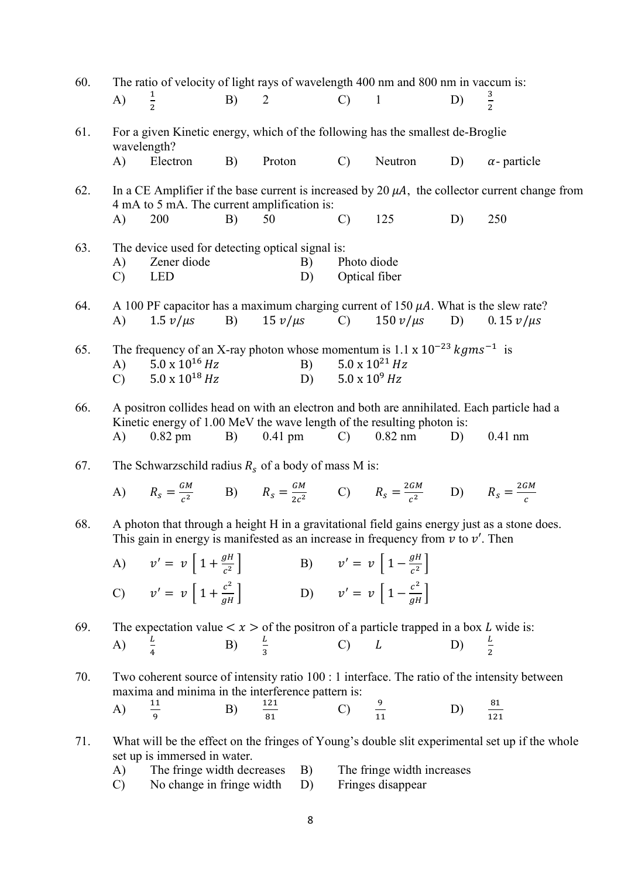60. The ratio of velocity of light rays of wavelength 400 nm and 800 nm in vaccum is:

A) $\frac{1}{2}$ B) 2 C) 1 D) $\frac{3}{2}$

61. For a given Kinetic energy, which of the following has the smallest de-Broglie wavelength?

A) Electron B) Proton C) Neutron D) $\alpha$- particle

62. In a CE Amplifier if the base current is increased by 20 $\mu A$, the collector current change from 4 mA to 5 mA. The current amplification is:

A) 200 B) 50 C) 125 D) 250

63. The device used for detecting optical signal is:

A) Zener diode B) Photo diode
C) LED D) Optical fiber

64. A 100 PF capacitor has a maximum charging current of 150 $\mu A$. What is the slew rate?

A) $1.5\ v/\mu s$ B) $15\ v/\mu s$ C) $150\ v/\mu s$ D) $0.15\ v/\mu s$

65. The frequency of an X-ray photon whose momentum is $1.1 \times 10^{-23}\ kgms^{-1}$ is

A) $5.0 \times 10^{16}\ Hz$ B) $5.0 \times 10^{21}\ Hz$
C) $5.0 \times 10^{18}\ Hz$ D) $5.0 \times 10^{9}\ Hz$

66. A positron collides head on with an electron and both are annihilated. Each particle had a Kinetic energy of 1.00 MeV the wave length of the resulting photon is:

A) 0.82 pm B) 0.41 pm C) 0.82 nm D) 0.41 nm

67. The Schwarzschild radius $R_s$ of a body of mass M is:

A) $R_s = \frac{GM}{c^2}$ B) $R_s = \frac{GM}{2c^2}$ C) $R_s = \frac{2GM}{c^2}$ D) $R_s = \frac{2GM}{c}$

68. A photon that through a height H in a gravitational field gains energy just as a stone does. This gain in energy is manifested as an increase in frequency from $v$ to $v'$. Then

A) $v' = v\left[1 + \frac{gH}{c^2}\right]$ B) $v' = v\left[1 - \frac{gH}{c^2}\right]$
C) $v' = v\left[1 + \frac{c^2}{gH}\right]$ D) $v' = v\left[1 - \frac{c^2}{gH}\right]$

69. The expectation value $< x >$ of the positron of a particle trapped in a box $L$ wide is:

A) $\frac{L}{4}$ B) $\frac{L}{3}$ C) $L$ D) $\frac{L}{2}$

70. Two coherent source of intensity ratio 100 : 1 interface. The ratio of the intensity between maxima and minima in the interference pattern is:

A) $\frac{11}{9}$ B) $\frac{121}{81}$ C) $\frac{9}{11}$ D) $\frac{81}{121}$

71. What will be the effect on the fringes of Young's double slit experimental set up if the whole set up is immersed in water.

A) The fringe width decreases B) The fringe width increases
C) No change in fringe width D) Fringes disappear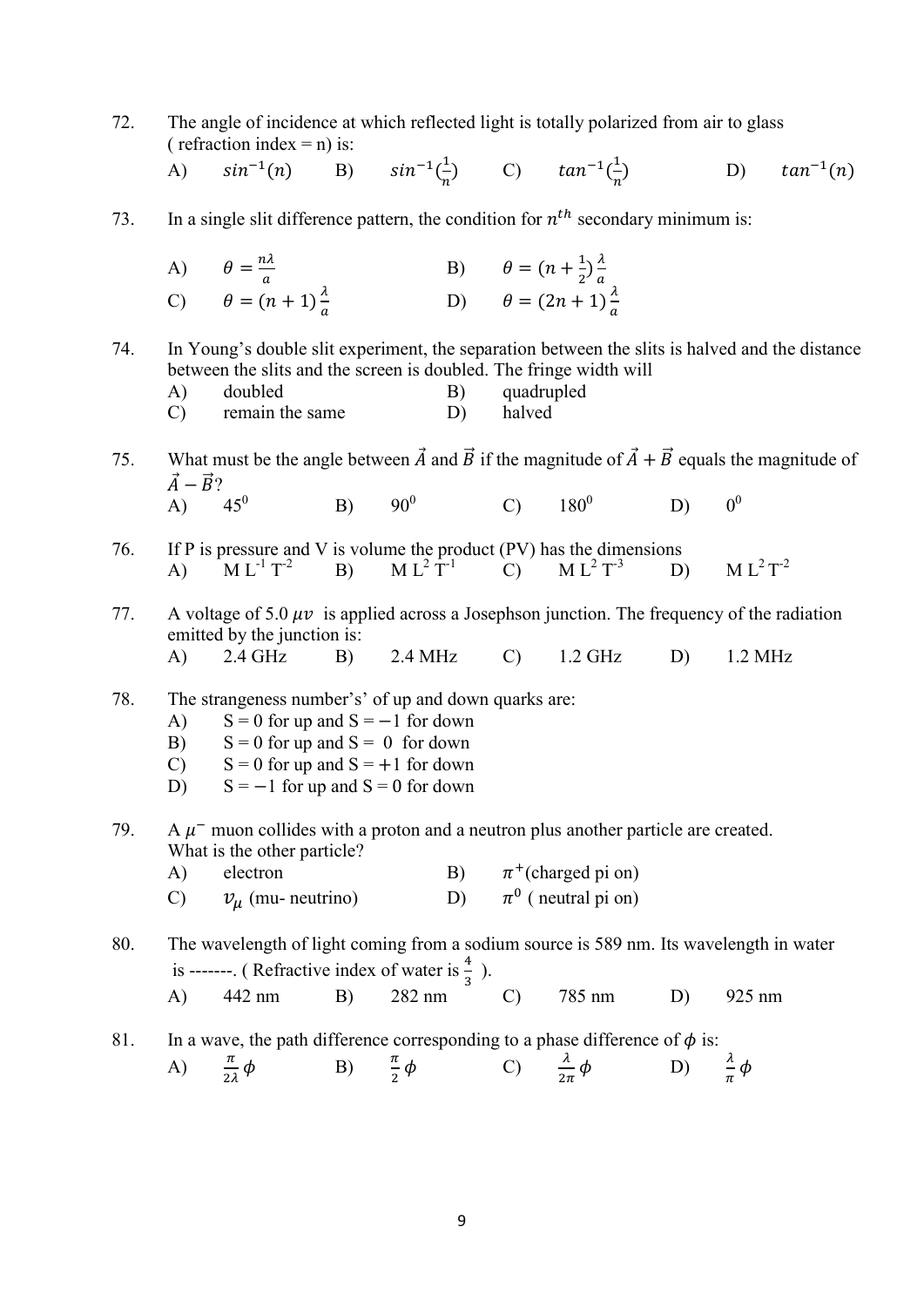72. The angle of incidence at which reflected light is totally polarized from air to glass ( refraction index = n) is:

A) $sin^{-1}(n)$ B) $sin^{-1}(\frac{1}{n})$ C) $tan^{-1}(\frac{1}{n})$ D) $tan^{-1}(n)$

73. In a single slit difference pattern, the condition for $n^{th}$ secondary minimum is:

A) $\theta = \frac{n\lambda}{a}$ B) $\theta = (n + \frac{1}{2})\frac{\lambda}{a}$

C) $\theta = (n + 1)\frac{\lambda}{a}$ D) $\theta = (2n + 1)\frac{\lambda}{a}$

74. In Young's double slit experiment, the separation between the slits is halved and the distance between the slits and the screen is doubled. The fringe width will

A) doubled B) quadrupled

C) remain the same D) halved

75. What must be the angle between $\vec{A}$ and $\vec{B}$ if the magnitude of $\vec{A} + \vec{B}$ equals the magnitude of $\vec{A} - \vec{B}$?

A) $45^0$ B) $90^0$ C) $180^0$ D) $0^0$

76. If P is pressure and V is volume the product (PV) has the dimensions

A) $M L^{-1} T^{-2}$ B) $M L^2 T^{-1}$ C) $M L^2 T^{-3}$ D) $M L^2 T^{-2}$

77. A voltage of 5.0 $\mu v$ is applied across a Josephson junction. The frequency of the radiation emitted by the junction is:

A) 2.4 GHz B) 2.4 MHz C) 1.2 GHz D) 1.2 MHz

78. The strangeness number's' of up and down quarks are:

A) S = 0 for up and S = −1 for down

B) S = 0 for up and S = 0 for down

C) S = 0 for up and S = +1 for down

D) S = −1 for up and S = 0 for down

79. A $\mu^-$ muon collides with a proton and a neutron plus another particle are created. What is the other particle?

A) electron B) $\pi^+$(charged pi on)

C) $v_\mu$ (mu- neutrino) D) $\pi^0$ ( neutral pi on)

80. The wavelength of light coming from a sodium source is 589 nm. Its wavelength in water is -------. ( Refractive index of water is $\frac{4}{3}$ ).

A) 442 nm B) 282 nm C) 785 nm D) 925 nm

81. In a wave, the path difference corresponding to a phase difference of $\phi$ is:

A) $\frac{\pi}{2\lambda}\phi$ B) $\frac{\pi}{2}\phi$ C) $\frac{\lambda}{2\pi}\phi$ D) $\frac{\lambda}{\pi}\phi$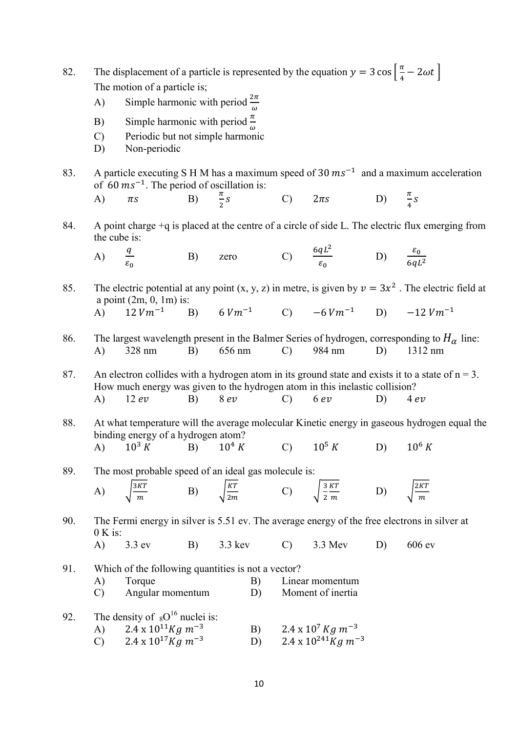82. The displacement of a particle is represented by the equation $y = 3\cos\left[\frac{\pi}{4} - 2\omega t\right]$
 The motion of a particle is;
 A) Simple harmonic with period $\frac{2\pi}{\omega}$
 B) Simple harmonic with period $\frac{\pi}{\omega}$
 C) Periodic but not simple harmonic
 D) Non-periodic

83. A particle executing S H M has a maximum speed of 30 $ms^{-1}$ and a maximum acceleration of 60 $ms^{-1}$. The period of oscillation is:
 A) $\pi s$  B) $\frac{\pi}{2} s$  C) $2\pi s$  D) $\frac{\pi}{4} s$

84. A point charge +q is placed at the centre of a circle of side L. The electric flux emerging from the cube is:
 A) $\frac{q}{\varepsilon_0}$  B) zero  C) $\frac{6qL^2}{\varepsilon_0}$  D) $\frac{\varepsilon_0}{6qL^2}$

85. The electric potential at any point (x, y, z) in metre, is given by $v = 3x^2$ . The electric field at a point (2m, 0, 1m) is:
 A) $12\, Vm^{-1}$  B) $6\, Vm^{-1}$  C) $-6\, Vm^{-1}$  D) $-12\, Vm^{-1}$

86. The largest wavelength present in the Balmer Series of hydrogen, corresponding to $H_\alpha$ line:
 A) 328 nm  B) 656 nm  C) 984 nm  D) 1312 nm

87. An electron collides with a hydrogen atom in its ground state and exists it to a state of n = 3. How much energy was given to the hydrogen atom in this inelastic collision?
 A) 12 $ev$  B) 8 $ev$  C) 6 $ev$  D) 4 $ev$

88. At what temperature will the average molecular Kinetic energy in gaseous hydrogen equal the binding energy of a hydrogen atom?
 A) $10^3\, K$  B) $10^4\, K$  C) $10^5\, K$  D) $10^6\, K$

89. The most probable speed of an ideal gas molecule is:
 A) $\sqrt{\frac{3KT}{m}}$  B) $\sqrt{\frac{KT}{2m}}$  C) $\sqrt{\frac{3}{2}\frac{KT}{m}}$  D) $\sqrt{\frac{2KT}{m}}$

90. The Fermi energy in silver is 5.51 ev. The average energy of the free electrons in silver at 0 K is:
 A) 3.3 ev  B) 3.3 kev  C) 3.3 Mev  D) 606 ev

91. Which of the following quantities is not a vector?
 A) Torque  B) Linear momentum
 C) Angular momentum  D) Moment of inertia

92. The density of $_{8}O^{16}$ nuclei is:
 A) 2.4 x $10^{11} Kg\, m^{-3}$  B) 2.4 x $10^{7}\, Kg\, m^{-3}$
 C) 2.4 x $10^{17} Kg\, m^{-3}$  D) 2.4 x $10^{241} Kg\, m^{-3}$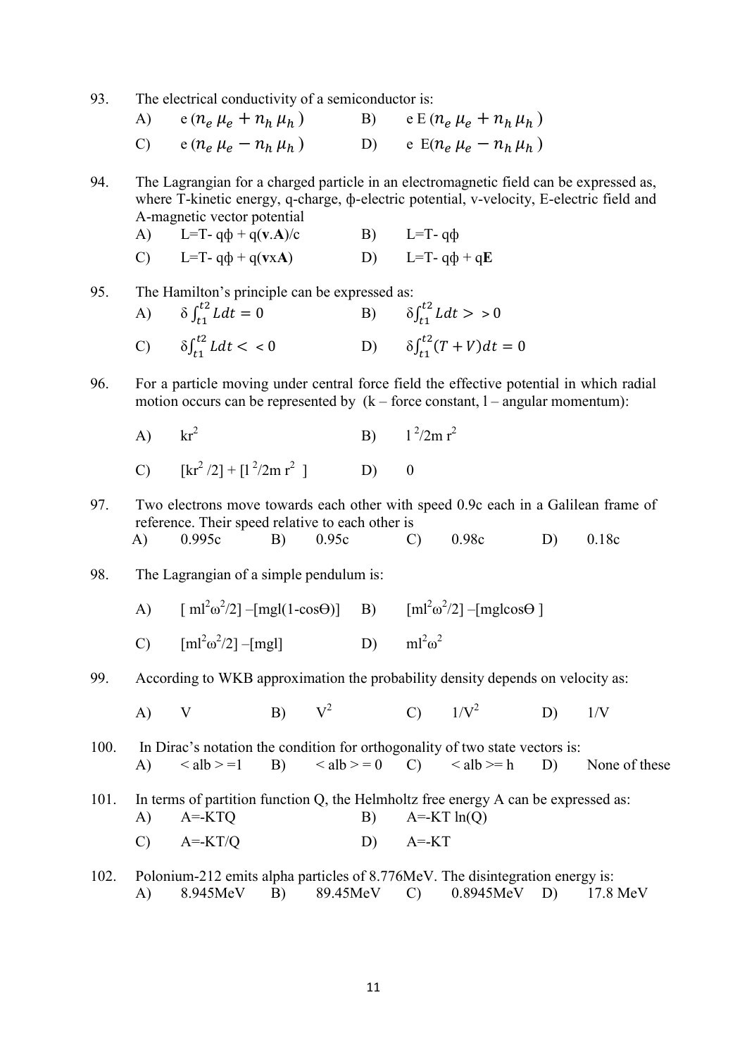93. The electrical conductivity of a semiconductor is:

A) e $(n_e \mu_e + n_h \mu_h)$ B) e E $(n_e \mu_e + n_h \mu_h)$

C) e $(n_e \mu_e - n_h \mu_h)$ D) e E$(n_e \mu_e - n_h \mu_h)$

94. The Lagrangian for a charged particle in an electromagnetic field can be expressed as, where T-kinetic energy, q-charge, ϕ-electric potential, v-velocity, E-electric field and A-magnetic vector potential

A) L=T- qϕ + q(**v**.**A**)/c B) L=T- qϕ

C) L=T- qϕ + q(**v**x**A**) D) L=T- qϕ + q**E**

95. The Hamilton's principle can be expressed as:

A) $\delta \int_{t1}^{t2} Ldt = 0$ B) $\delta\int_{t1}^{t2} Ldt > > 0$

C) $\delta\int_{t1}^{t2} Ldt < < 0$ D) $\delta\int_{t1}^{t2} (T + V)dt = 0$

96. For a particle moving under central force field the effective potential in which radial motion occurs can be represented by (k – force constant, l – angular momentum):

A) $kr^2$ B) $l^2/2m\,r^2$

C) $[kr^2/2] + [l^2/2m\,r^2]$ D) 0

97. Two electrons move towards each other with speed 0.9c each in a Galilean frame of reference. Their speed relative to each other is

A) 0.995c B) 0.95c C) 0.98c D) 0.18c

98. The Lagrangian of a simple pendulum is:

A) $[ml^2\omega^2/2] - [mgl(1-\cos\Theta)]$ B) $[ml^2\omega^2/2] - [mgl\cos\Theta]$

C) $[ml^2\omega^2/2] - [mgl]$ D) $ml^2\omega^2$

99. According to WKB approximation the probability density depends on velocity as:

A) V B) $V^2$ C) $1/V^2$ D) 1/V

100. In Dirac's notation the condition for orthogonality of two state vectors is:

A) < alb > =1 B) < alb > = 0 C) < alb >= h D) None of these

101. In terms of partition function Q, the Helmholtz free energy A can be expressed as:

A) A=-KTQ B) A=-KT ln(Q)

C) A=-KT/Q D) A=-KT

102. Polonium-212 emits alpha particles of 8.776MeV. The disintegration energy is:

A) 8.945MeV B) 89.45MeV C) 0.8945MeV D) 17.8 MeV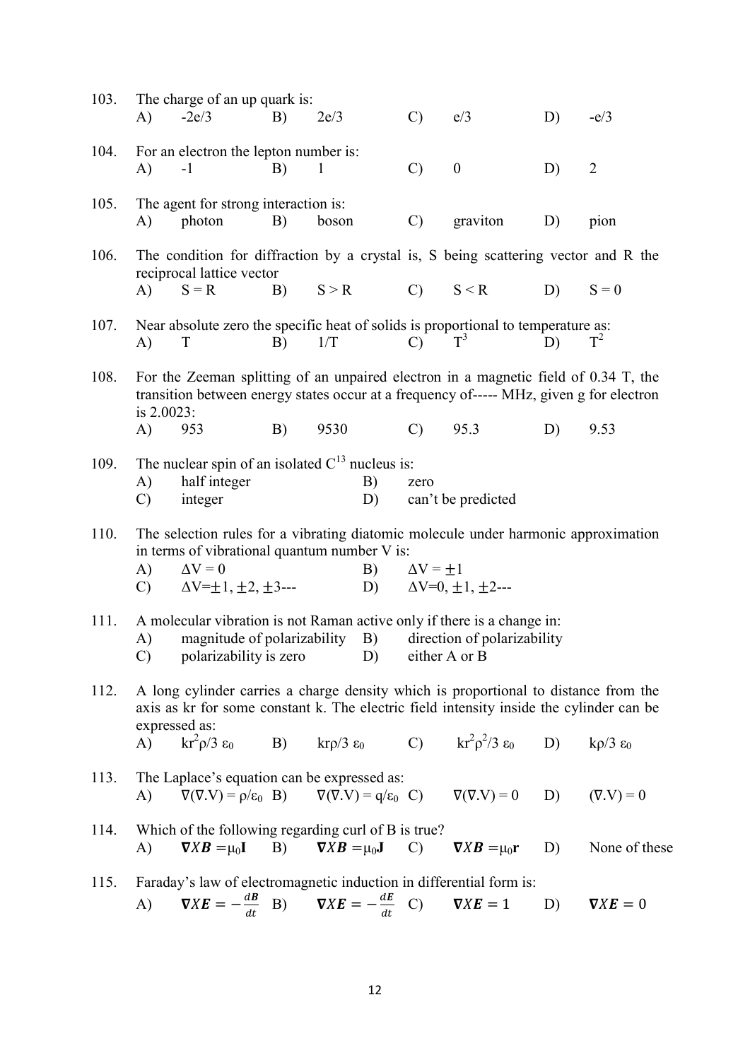103. The charge of an up quark is:
   A) $-2e/3$ B) $2e/3$ C) $e/3$ D) $-e/3$

104. For an electron the lepton number is:
   A) $-1$ B) $1$ C) $0$ D) $2$

105. The agent for strong interaction is:
   A) photon B) boson C) graviton D) pion

106. The condition for diffraction by a crystal is, S being scattering vector and R the reciprocal lattice vector
   A) $S = R$ B) $S > R$ C) $S < R$ D) $S = 0$

107. Near absolute zero the specific heat of solids is proportional to temperature as:
   A) $T$ B) $1/T$ C) $T^3$ D) $T^2$

108. For the Zeeman splitting of an unpaired electron in a magnetic field of 0.34 T, the transition between energy states occur at a frequency of----- MHz, given g for electron is 2.0023:
   A) 953 B) 9530 C) 95.3 D) 9.53

109. The nuclear spin of an isolated $C^{13}$ nucleus is:
   A) half integer B) zero
   C) integer D) can't be predicted

110. The selection rules for a vibrating diatomic molecule under harmonic approximation in terms of vibrational quantum number V is:
   A) $\Delta V = 0$ B) $\Delta V = \pm 1$
   C) $\Delta V = \pm 1, \pm 2, \pm 3$--- D) $\Delta V = 0, \pm 1, \pm 2$---

111. A molecular vibration is not Raman active only if there is a change in:
   A) magnitude of polarizability B) direction of polarizability
   C) polarizability is zero D) either A or B

112. A long cylinder carries a charge density which is proportional to distance from the axis as kr for some constant k. The electric field intensity inside the cylinder can be expressed as:
   A) $kr^2\rho/3\,\varepsilon_0$ B) $kr\rho/3\,\varepsilon_0$ C) $kr^2\rho^2/3\,\varepsilon_0$ D) $k\rho/3\,\varepsilon_0$

113. The Laplace's equation can be expressed as:
   A) $\nabla(\nabla.V) = \rho/\varepsilon_0$ B) $\nabla(\nabla.V) = q/\varepsilon_0$ C) $\nabla(\nabla.V) = 0$ D) $(\nabla.V) = 0$

114. Which of the following regarding curl of B is true?
   A) $\boldsymbol{\nabla X B} = \mu_0 \mathbf{I}$ B) $\boldsymbol{\nabla X B} = \mu_0 \mathbf{J}$ C) $\boldsymbol{\nabla X B} = \mu_0 \mathbf{r}$ D) None of these

115. Faraday's law of electromagnetic induction in differential form is:
   A) $\boldsymbol{\nabla X E} = -\frac{d\boldsymbol{B}}{dt}$ B) $\boldsymbol{\nabla X E} = -\frac{d\boldsymbol{E}}{dt}$ C) $\boldsymbol{\nabla X E} = 1$ D) $\boldsymbol{\nabla X E} = 0$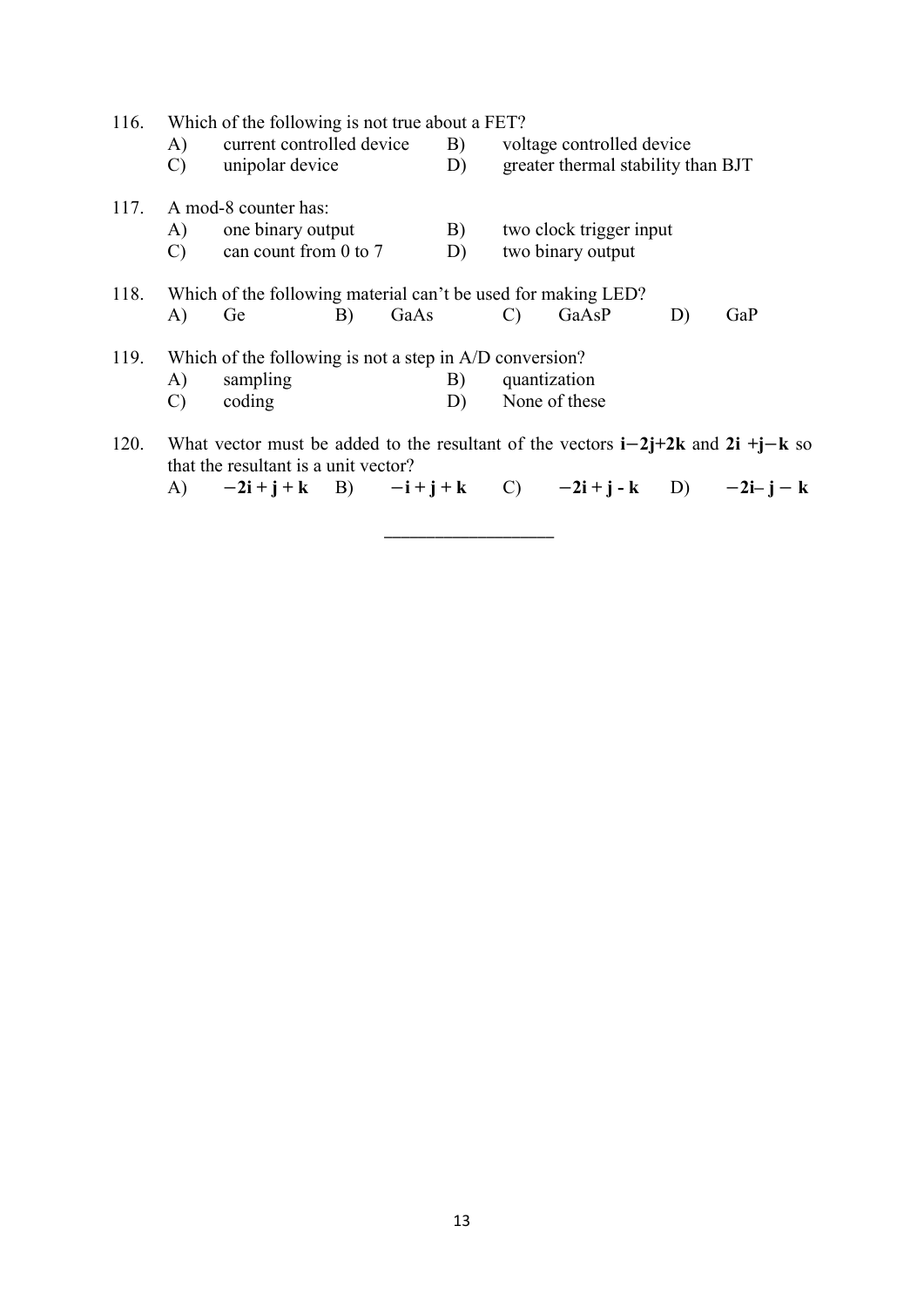116. Which of the following is not true about a FET?

A) current controlled device B) voltage controlled device
C) unipolar device D) greater thermal stability than BJT

117. A mod-8 counter has:

A) one binary output B) two clock trigger input
C) can count from 0 to 7 D) two binary output

118. Which of the following material can't be used for making LED?

A) Ge B) GaAs C) GaAsP D) GaP

119. Which of the following is not a step in A/D conversion?

A) sampling B) quantization
C) coding D) None of these

120. What vector must be added to the resultant of the vectors **i−2j+2k** and **2i +j−k** so that the resultant is a unit vector?

A) **−2i + j + k** B) **−i + j + k** C) **−2i + j - k** D) **−2i– j − k**

___________________